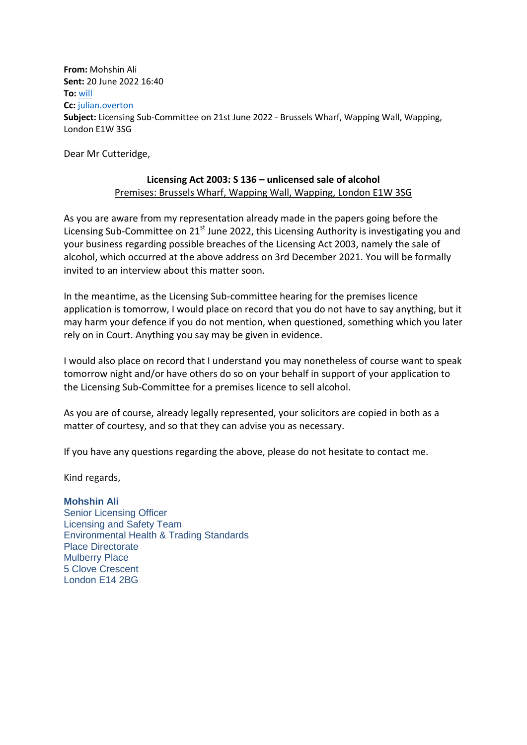**From:** Mohshin Ali
**Sent:** 20 June 2022 16:40
**To:** will
**Cc:** julian.overton
**Subject:** Licensing Sub-Committee on 21st June 2022 - Brussels Wharf, Wapping Wall, Wapping, London E1W 3SG

Dear Mr Cutteridge,

**Licensing Act 2003: S 136 – unlicensed sale of alcohol**
Premises: Brussels Wharf, Wapping Wall, Wapping, London E1W 3SG

As you are aware from my representation already made in the papers going before the Licensing Sub-Committee on 21st June 2022, this Licensing Authority is investigating you and your business regarding possible breaches of the Licensing Act 2003, namely the sale of alcohol, which occurred at the above address on 3rd December 2021. You will be formally invited to an interview about this matter soon.

In the meantime, as the Licensing Sub-committee hearing for the premises licence application is tomorrow, I would place on record that you do not have to say anything, but it may harm your defence if you do not mention, when questioned, something which you later rely on in Court. Anything you say may be given in evidence.

I would also place on record that I understand you may nonetheless of course want to speak tomorrow night and/or have others do so on your behalf in support of your application to the Licensing Sub-Committee for a premises licence to sell alcohol.

As you are of course, already legally represented, your solicitors are copied in both as a matter of courtesy, and so that they can advise you as necessary.

If you have any questions regarding the above, please do not hesitate to contact me.

Kind regards,

**Mohshin Ali**
Senior Licensing Officer
Licensing and Safety Team
Environmental Health & Trading Standards
Place Directorate
Mulberry Place
5 Clove Crescent
London E14 2BG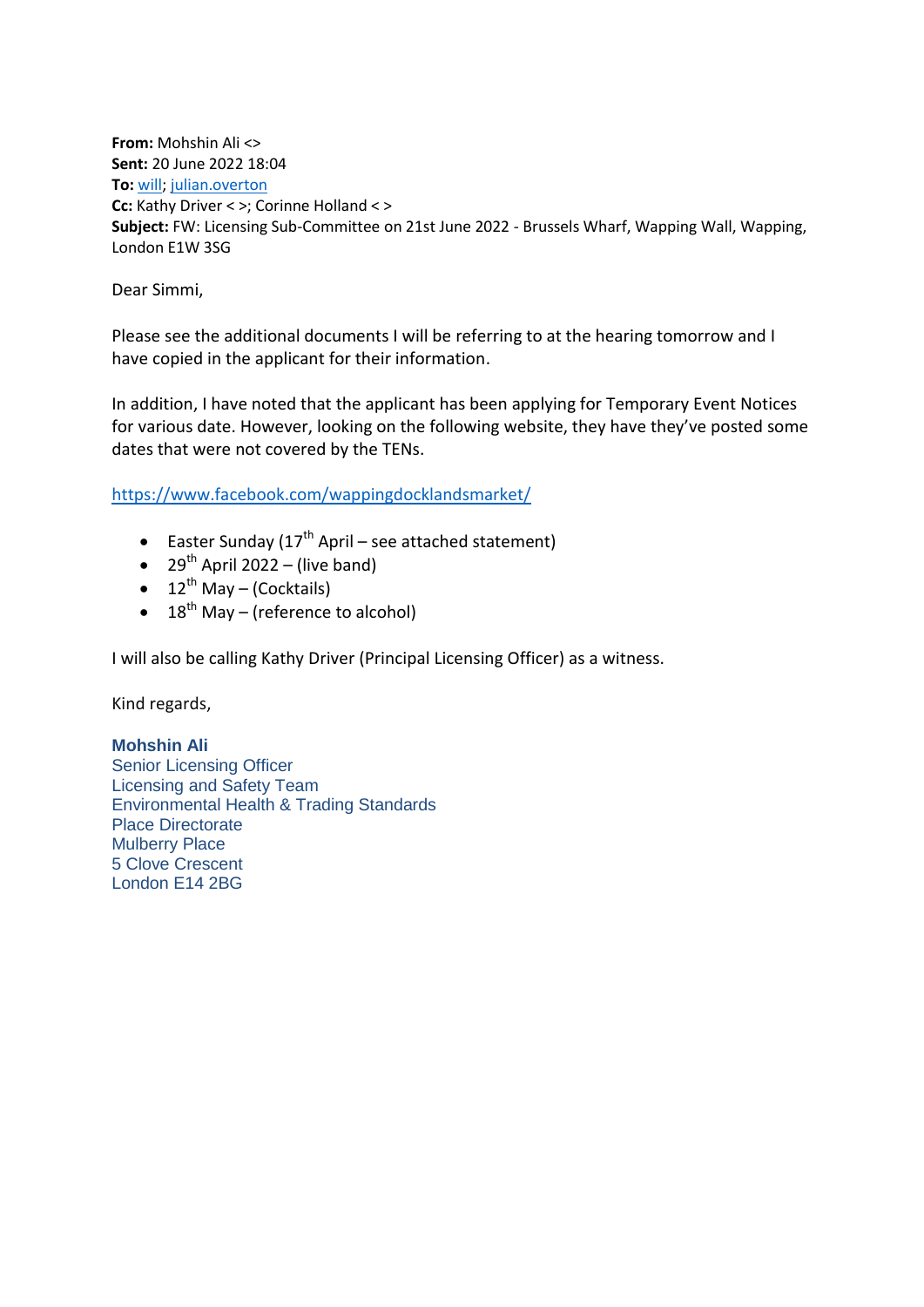**From:** Mohshin Ali <>
**Sent:** 20 June 2022 18:04
**To:** will; julian.overton
**Cc:** Kathy Driver < >; Corinne Holland < >
**Subject:** FW: Licensing Sub-Committee on 21st June 2022 - Brussels Wharf, Wapping Wall, Wapping, London E1W 3SG

Dear Simmi,

Please see the additional documents I will be referring to at the hearing tomorrow and I have copied in the applicant for their information.

In addition, I have noted that the applicant has been applying for Temporary Event Notices for various date. However, looking on the following website, they have they've posted some dates that were not covered by the TENs.

https://www.facebook.com/wappingdocklandsmarket/

- Easter Sunday (17th April – see attached statement)
- 29th April 2022 – (live band)
- 12th May – (Cocktails)
- 18th May – (reference to alcohol)

I will also be calling Kathy Driver (Principal Licensing Officer) as a witness.

Kind regards,

**Mohshin Ali**
Senior Licensing Officer
Licensing and Safety Team
Environmental Health & Trading Standards
Place Directorate
Mulberry Place
5 Clove Crescent
London E14 2BG